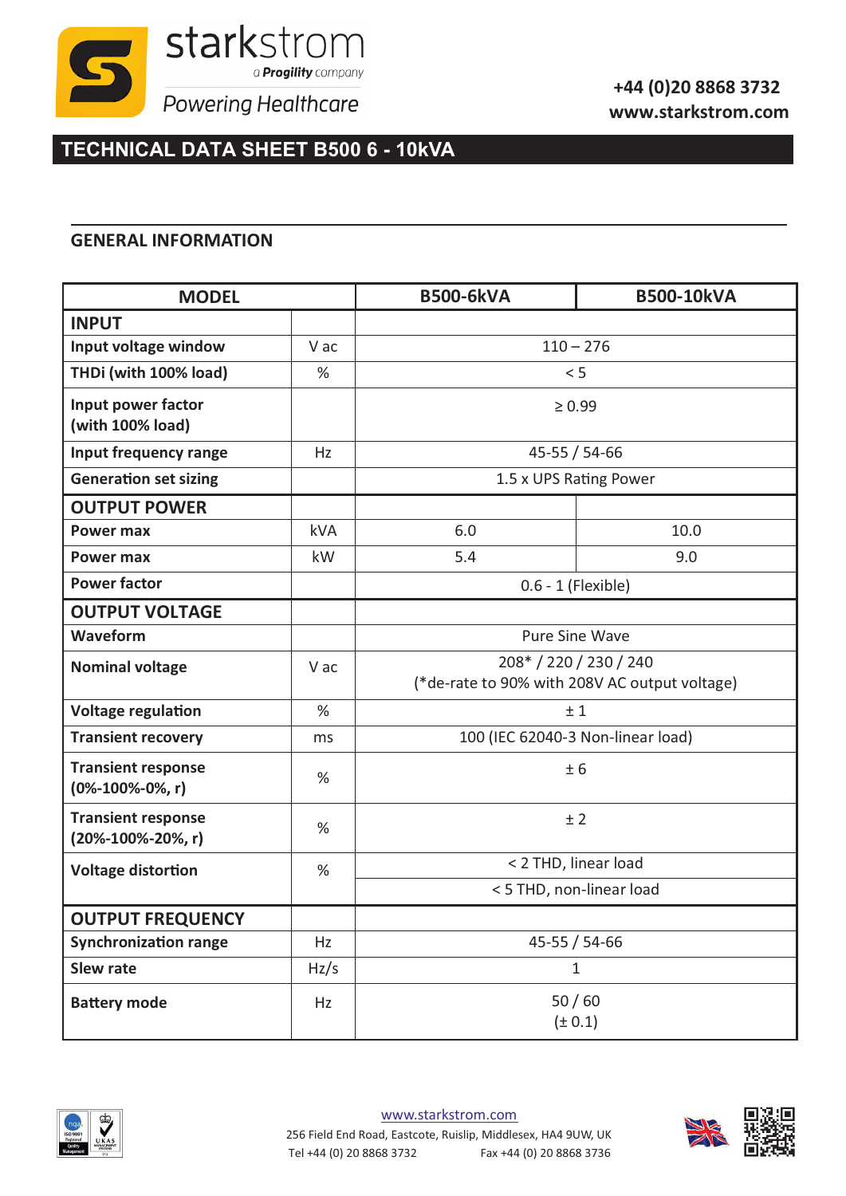starkstrom
a Progility company
Powering Healthcare

+44 (0)20 8868 3732
www.starkstrom.com

# TECHNICAL DATA SHEET B500 6 - 10kVA

## GENERAL INFORMATION

| MODEL | | B500-6kVA | B500-10kVA |
|---|---|---|---|
| **INPUT** | | | |
| **Input voltage window** | V ac | 110 – 276 | |
| **THDi (with 100% load)** | % | < 5 | |
| **Input power factor (with 100% load)** | | ≥ 0.99 | |
| **Input frequency range** | Hz | 45-55 / 54-66 | |
| **Generation set sizing** | | 1.5 x UPS Rating Power | |
| **OUTPUT POWER** | | | |
| **Power max** | kVA | 6.0 | 10.0 |
| **Power max** | kW | 5.4 | 9.0 |
| **Power factor** | | 0.6 - 1 (Flexible) | |
| **OUTPUT VOLTAGE** | | | |
| **Waveform** | | Pure Sine Wave | |
| **Nominal voltage** | V ac | 208* / 220 / 230 / 240 (*de-rate to 90% with 208V AC output voltage) | |
| **Voltage regulation** | % | ± 1 | |
| **Transient recovery** | ms | 100 (IEC 62040-3 Non-linear load) | |
| **Transient response (0%-100%-0%, r)** | % | ± 6 | |
| **Transient response (20%-100%-20%, r)** | % | ± 2 | |
| **Voltage distortion** | % | < 2 THD, linear load | |
| | | < 5 THD, non-linear load | |
| **OUTPUT FREQUENCY** | | | |
| **Synchronization range** | Hz | 45-55 / 54-66 | |
| **Slew rate** | Hz/s | 1 | |
| **Battery mode** | Hz | 50 / 60 (± 0.1) | |

www.starkstrom.com
256 Field End Road, Eastcote, Ruislip, Middlesex, HA4 9UW, UK
Tel +44 (0) 20 8868 3732 Fax +44 (0) 20 8868 3736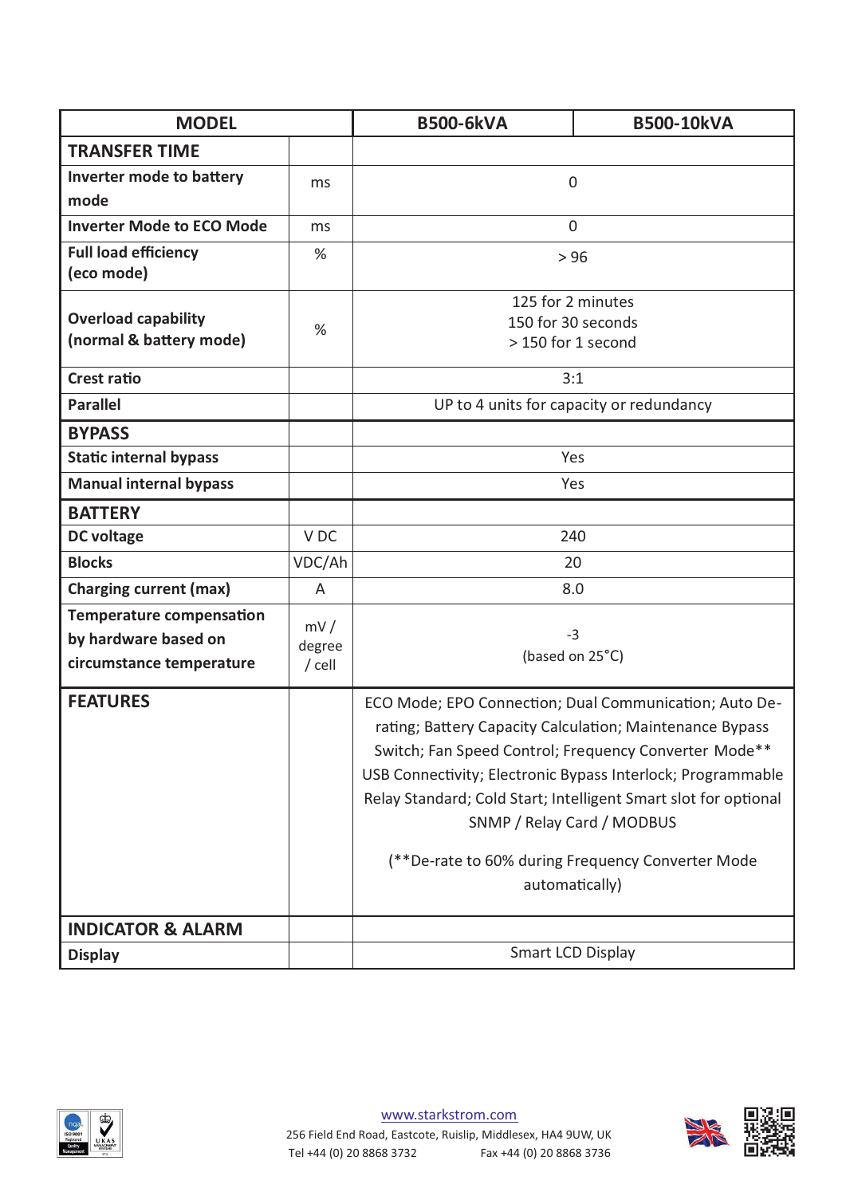| MODEL | | B500-6kVA | B500-10kVA |
|---|---|---|---|
| **TRANSFER TIME** | | | |
| **Inverter mode to battery mode** | ms | 0 | |
| **Inverter Mode to ECO Mode** | ms | 0 | |
| **Full load efficiency (eco mode)** | % | > 96 | |
| **Overload capability (normal & battery mode)** | % | 125 for 2 minutes<br>150 for 30 seconds<br>> 150 for 1 second | |
| **Crest ratio** | | 3:1 | |
| **Parallel** | | UP to 4 units for capacity or redundancy | |
| **BYPASS** | | | |
| **Static internal bypass** | | Yes | |
| **Manual internal bypass** | | Yes | |
| **BATTERY** | | | |
| **DC voltage** | V DC | 240 | |
| **Blocks** | VDC/Ah | 20 | |
| **Charging current (max)** | A | 8.0 | |
| **Temperature compensation by hardware based on circumstance temperature** | mV / degree / cell | -3<br>(based on 25°C) | |
| **FEATURES** | | ECO Mode; EPO Connection; Dual Communication; Auto De-rating; Battery Capacity Calculation; Maintenance Bypass Switch; Fan Speed Control; Frequency Converter Mode** USB Connectivity; Electronic Bypass Interlock; Programmable Relay Standard; Cold Start; Intelligent Smart slot for optional SNMP / Relay Card / MODBUS<br><br>(**De-rate to 60% during Frequency Converter Mode automatically) | |
| **INDICATOR & ALARM** | | | |
| **Display** | | Smart LCD Display | |

www.starkstrom.com
256 Field End Road, Eastcote, Ruislip, Middlesex, HA4 9UW, UK
Tel +44 (0) 20 8868 3732 Fax +44 (0) 20 8868 3736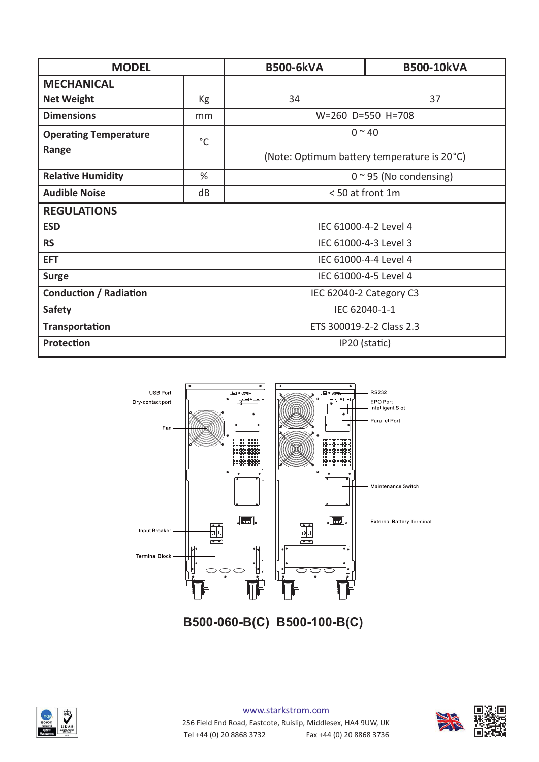| MODEL | | B500-6kVA | B500-10kVA |
|---|---|---|---|
| **MECHANICAL** | | | |
| **Net Weight** | Kg | 34 | 37 |
| **Dimensions** | mm | W=260 D=550 H=708 | |
| **Operating Temperature Range** | °C | 0 ~ 40<br>(Note: Optimum battery temperature is 20°C) | |
| **Relative Humidity** | % | 0 ~ 95 (No condensing) | |
| **Audible Noise** | dB | < 50 at front 1m | |
| **REGULATIONS** | | | |
| **ESD** | | IEC 61000-4-2 Level 4 | |
| **RS** | | IEC 61000-4-3 Level 3 | |
| **EFT** | | IEC 61000-4-4 Level 4 | |
| **Surge** | | IEC 61000-4-5 Level 4 | |
| **Conduction / Radiation** | | IEC 62040-2 Category C3 | |
| **Safety** | | IEC 62040-1-1 | |
| **Transportation** | | ETS 300019-2-2 Class 2.3 | |
| **Protection** | | IP20 (static) | |

USB Port
Dry-contact port
Fan
Input Breaker
Terminal Block
RS232
EPO Port
Intelligent Slot
Parallel Port
Maintenance Switch
External Battery Terminal

**B500-060-B(C) B500-100-B(C)**

www.starkstrom.com
256 Field End Road, Eastcote, Ruislip, Middlesex, HA4 9UW, UK
Tel +44 (0) 20 8868 3732 Fax +44 (0) 20 8868 3736